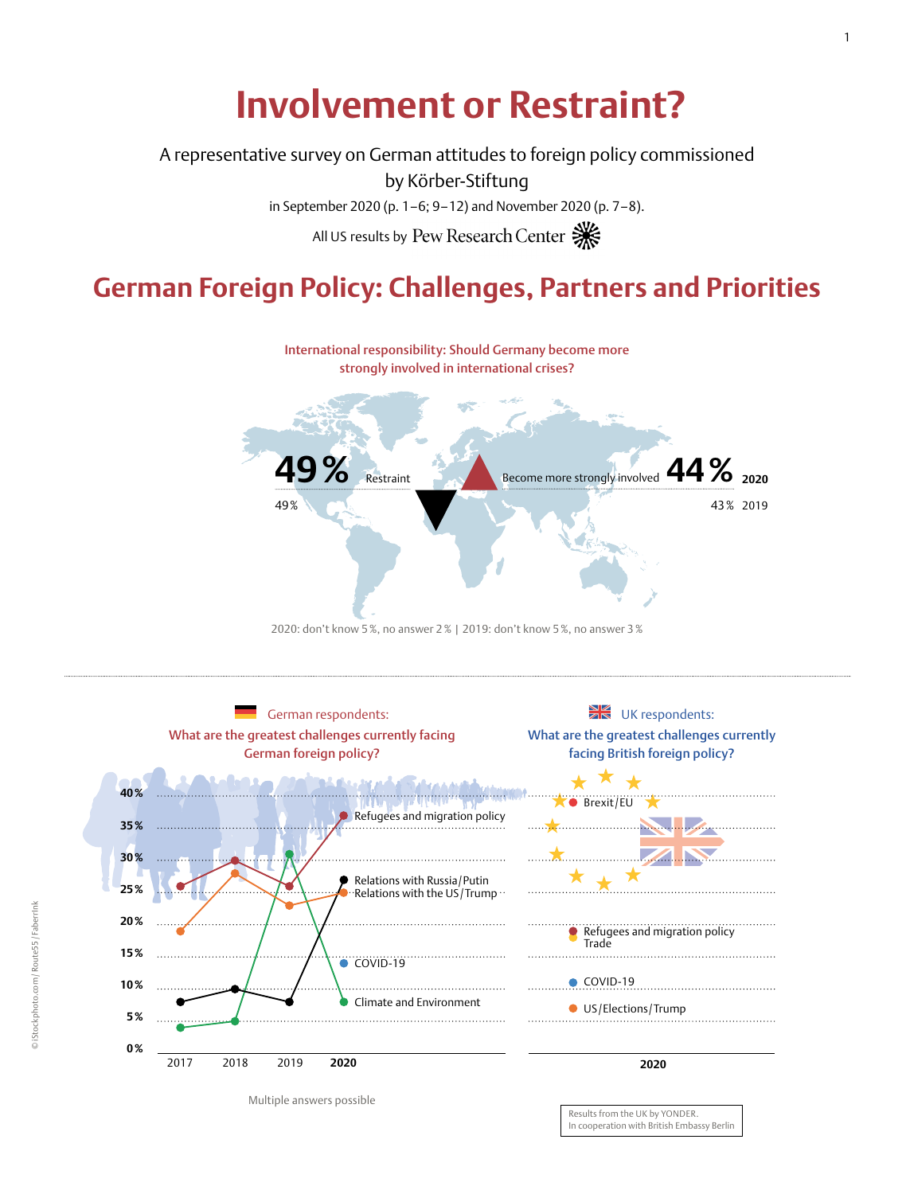# Involvement or Restraint?

A representative survey on German attitudes to foreign policy commissioned by Körber-Stiftung

in September 2020 (p. 1–6; 9–12) and November 2020 (p. 7–8).

All US results by Pew Research Center

## German Foreign Policy: Challenges, Partners and Priorities

**International responsibility: Should Germany become more strongly involved in international crises?**

| | Restraint | Become more strongly involved |
|---|---|---|
| 2020 | 49 % | 44 % |
| 2019 | 49 % | 43 % |

2020: don't know 5 %, no answer 2 % | 2019: don't know 5 %, no answer 3 %

**German respondents: What are the greatest challenges currently facing German foreign policy?**

| | 2017 | 2018 | 2019 | 2020 |
|---|---|---|---|---|
| Refugees and migration policy | 26 % | 29 % | 26 % | 37 % |
| Relations with Russia/Putin | 8 % | 10 % | 8 % | 27 % |
| Relations with the US/Trump | 19 % | 28 % | 23 % | 25 % |
| COVID-19 | | | | 14 % |
| Climate and Environment | 4 % | 5 % | 31 % | 8 % |

Multiple answers possible

**UK respondents: What are the greatest challenges currently facing British foreign policy?**

2020:
- Brexit/EU
- Refugees and migration policy
- Trade
- COVID-19
- US/Elections/Trump

Results from the UK by YONDER. In cooperation with British Embassy Berlin

© iStockphoto.com/Route55/Faberrink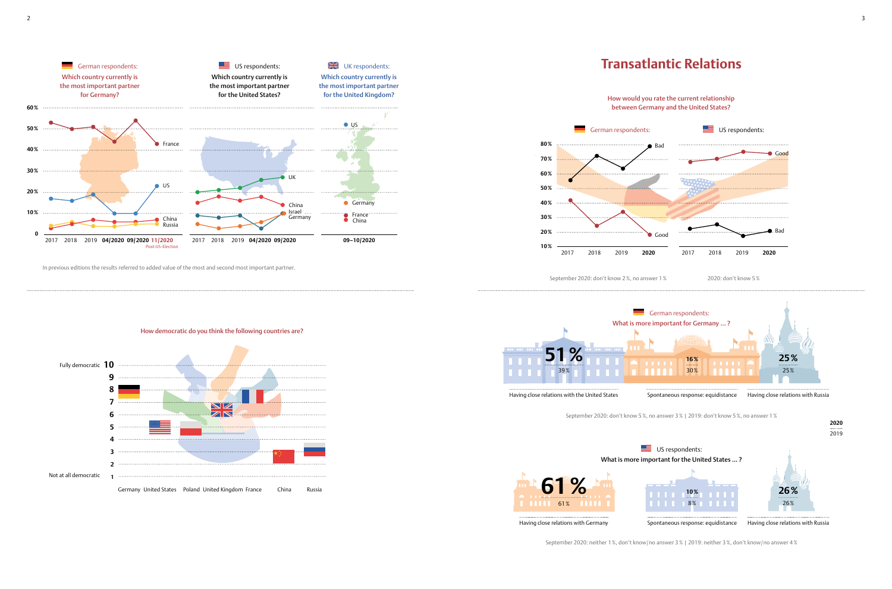German respondents:
Which country currently is the most important partner for Germany?

US respondents:
Which country currently is the most important partner for the United States?

UK respondents:
Which country currently is the most important partner for the United Kingdom?

60 %
50 %
40 %
30 %
20 %
10 %
0

France
US
China
Russia

2017 2018 2019 **04/2020** **09/2020** 11/2020
Post-US-Election

UK
China
Israel
Germany

2017 2018 2019 **04/2020** **09/2020**

US
Germany
France
China

**09–10/2020**

In previous editions the results referred to added value of the most and second most important partner.

How democratic do you think the following countries are?

Fully democratic 10
9
8
7
6
5
4
3
2
Not at all democratic 1

Germany United States Poland United Kingdom France China Russia

# Transatlantic Relations

How would you rate the current relationship between Germany and the United States?

German respondents:

80 %
70 %
60 %
50 %
40 %
30 %
20 %
10 %

Bad
Good

2017 2018 2019 **2020**

US respondents:

Good
Bad

2017 2018 2019 **2020**

September 2020: don't know 2 %, no answer 1 %

2020: don't know 5 %

German respondents:
What is more important for Germany … ?

| Having close relations with the United States | Spontaneous response: equidistance | Having close relations with Russia |
|---|---|---|
| **51 %** | **16 %** | **25 %** |
| 39 % | 30 % | 25 % |

September 2020: don't know 5 %, no answer 3 % | 2019: don't know 5 %, no answer 1 %

**2020**
2019

US respondents:
What is more important for the United States … ?

| Having close relations with Germany | Spontaneous response: equidistance | Having close relations with Russia |
|---|---|---|
| **61 %** | **10 %** | **26 %** |
| 61 % | 8 % | 26 % |

September 2020: neither 1 %, don't know/no answer 3 % | 2019: neither 3 %, don't know/no answer 4 %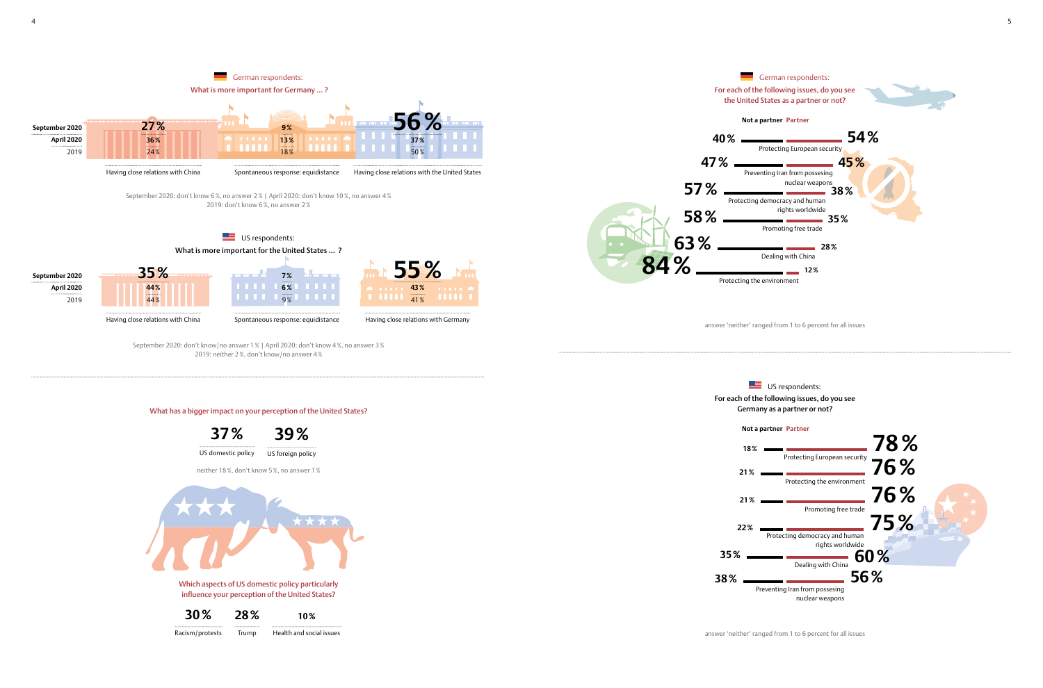## German respondents: What is more important for Germany … ?

| | Having close relations with China | Spontaneous response: equidistance | Having close relations with the United States |
|---|---|---|---|
| September 2020 | 27 % | 9 % | 56 % |
| April 2020 | 36 % | 13 % | 37 % |
| 2019 | 24 % | 18 % | 50 % |

September 2020: don't know 6 %, no answer 2 % | April 2020: don't know 10 %, no answer 4 %
2019: don't know 6 %, no answer 2 %

## US respondents: What is more important for the United States … ?

| | Having close relations with China | Spontaneous response: equidistance | Having close relations with Germany |
|---|---|---|---|
| September 2020 | 35 % | 7 % | 55 % |
| April 2020 | 44 % | 6 % | 43 % |
| 2019 | 44 % | 9 % | 41 % |

September 2020: don't know/no answer 1 % | April 2020: don't know 4 %, no answer 3 %
2019: neither 2 %, don't know/no answer 4 %

## What has a bigger impact on your perception of the United States?

| US domestic policy | US foreign policy |
|---|---|
| 37 % | 39 % |

neither 18 %, don't know 5 %, no answer 1 %

## Which aspects of US domestic policy particularly influence your perception of the United States?

| Racism/protests | Trump | Health and social issues |
|---|---|---|
| 30 % | 28 % | 10 % |

## German respondents: For each of the following issues, do you see the United States as a partner or not?

| Issue | Not a partner | Partner |
|---|---|---|
| Protecting European security | 40 % | 54 % |
| Preventing Iran from possesing nuclear weapons | 47 % | 45 % |
| Protecting democracy and human rights worldwide | 57 % | 38 % |
| Promoting free trade | 58 % | 35 % |
| Dealing with China | 63 % | 28 % |
| Protecting the environment | 84 % | 12 % |

answer 'neither' ranged from 1 to 6 percent for all issues

## US respondents: For each of the following issues, do you see Germany as a partner or not?

| Issue | Not a partner | Partner |
|---|---|---|
| Protecting European security | 18 % | 78 % |
| Protecting the environment | 21 % | 76 % |
| Promoting free trade | 21 % | 76 % |
| Protecting democracy and human rights worldwide | 22 % | 75 % |
| Dealing with China | 35 % | 60 % |
| Preventing Iran from possesing nuclear weapons | 38 % | 56 % |

answer 'neither' ranged from 1 to 6 percent for all issues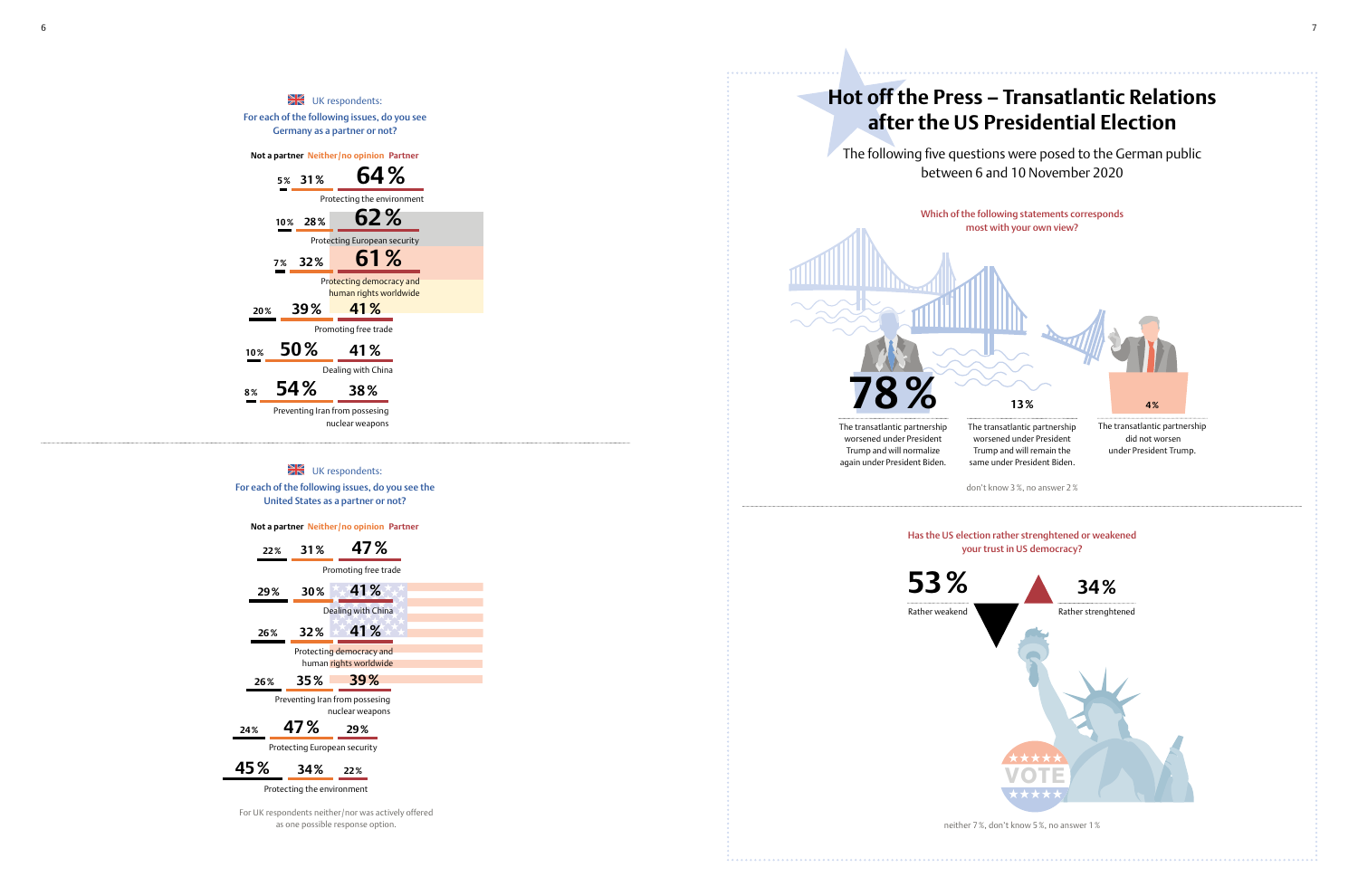UK respondents:
For each of the following issues, do you see Germany as a partner or not?

| Issue | Not a partner | Neither/no opinion | Partner |
|---|---|---|---|
| Protecting the environment | 5 % | 31 % | 64 % |
| Protecting European security | 10 % | 28 % | 62 % |
| Protecting democracy and human rights worldwide | 7 % | 32 % | 61 % |
| Promoting free trade | 20 % | 39 % | 41 % |
| Dealing with China | 10 % | 50 % | 41 % |
| Preventing Iran from possesing nuclear weapons | 8 % | 54 % | 38 % |

UK respondents:
For each of the following issues, do you see the United States as a partner or not?

| Issue | Not a partner | Neither/no opinion | Partner |
|---|---|---|---|
| Promoting free trade | 22 % | 31 % | 47 % |
| Dealing with China | 29 % | 30 % | 41 % |
| Protecting democracy and human rights worldwide | 26 % | 32 % | 41 % |
| Preventing Iran from possesing nuclear weapons | 26 % | 35 % | 39 % |
| Protecting European security | 24 % | 47 % | 29 % |
| Protecting the environment | 45 % | 34 % | 22 % |

For UK respondents neither/nor was actively offered as one possible response option.

# Hot off the Press – Transatlantic Relations after the US Presidential Election

The following five questions were posed to the German public between 6 and 10 November 2020

Which of the following statements corresponds most with your own view?

| Statement | % |
|---|---|
| The transatlantic partnership worsened under President Trump and will normalize again under President Biden. | 78 % |
| The transatlantic partnership worsened under President Trump and will remain the same under President Biden. | 13 % |
| The transatlantic partnership did not worsen under President Trump. | 4 % |

don't know 3 %, no answer 2 %

Has the US election rather strenghtened or weakened your trust in US democracy?

| Response | % |
|---|---|
| Rather weakend | 53 % |
| Rather strenghtened | 34 % |

neither 7 %, don't know 5 %, no answer 1 %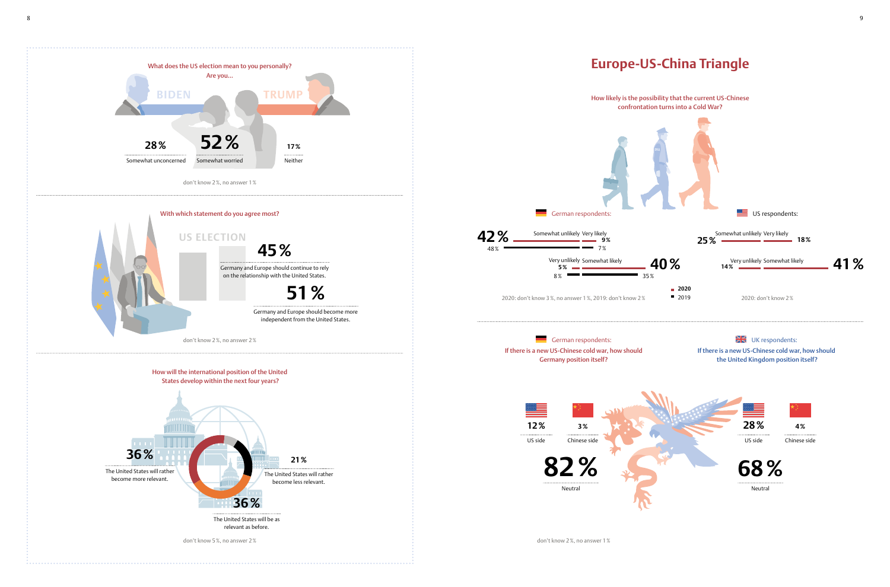What does the US election mean to you personally? Are you...

BIDEN

TRUMP

| 28 % | 52 % | 17 % |
|---|---|---|
| Somewhat unconcerned | Somewhat worried | Neither |

don't know 2 %, no answer 1 %

With which statement do you agree most?

US ELECTION

**45 %** Germany and Europe should continue to rely on the relationship with the United States.

**51 %** Germany and Europe should become more independent from the United States.

don't know 2 %, no answer 2 %

How will the international position of the United States develop within the next four years?

**36 %** The United States will rather become more relevant.

**21 %** The United States will rather become less relevant.

**36 %** The United States will be as relevant as before.

don't know 5 %, no answer 2 %

# Europe-US-China Triangle

How likely is the possibility that the current US-Chinese confrontation turns into a Cold War?

German respondents:

| | Very unlikely | Somewhat unlikely | Very likely | Somewhat likely |
|---|---|---|---|---|
| 2020 | 5 % | 42 % | 9 % | 40 % |
| 2019 | 8 % | 48 % | 7 % | 35 % |

2020: don't know 3 %, no answer 1 %, 2019: don't know 2 %

US respondents:

| | Very unlikely | Somewhat unlikely | Very likely | Somewhat likely |
|---|---|---|---|---|
| 2020 | 14 % | 25 % | 18 % | 41 % |

2020: don't know 2 %

German respondents:
If there is a new US-Chinese cold war, how should Germany position itself?

| 12 % | 3 % | 82 % |
|---|---|---|
| US side | Chinese side | Neutral |

don't know 2 %, no answer 1 %

UK respondents:
If there is a new US-Chinese cold war, how should the United Kingdom position itself?

| 28 % | 4 % | 68 % |
|---|---|---|
| US side | Chinese side | Neutral |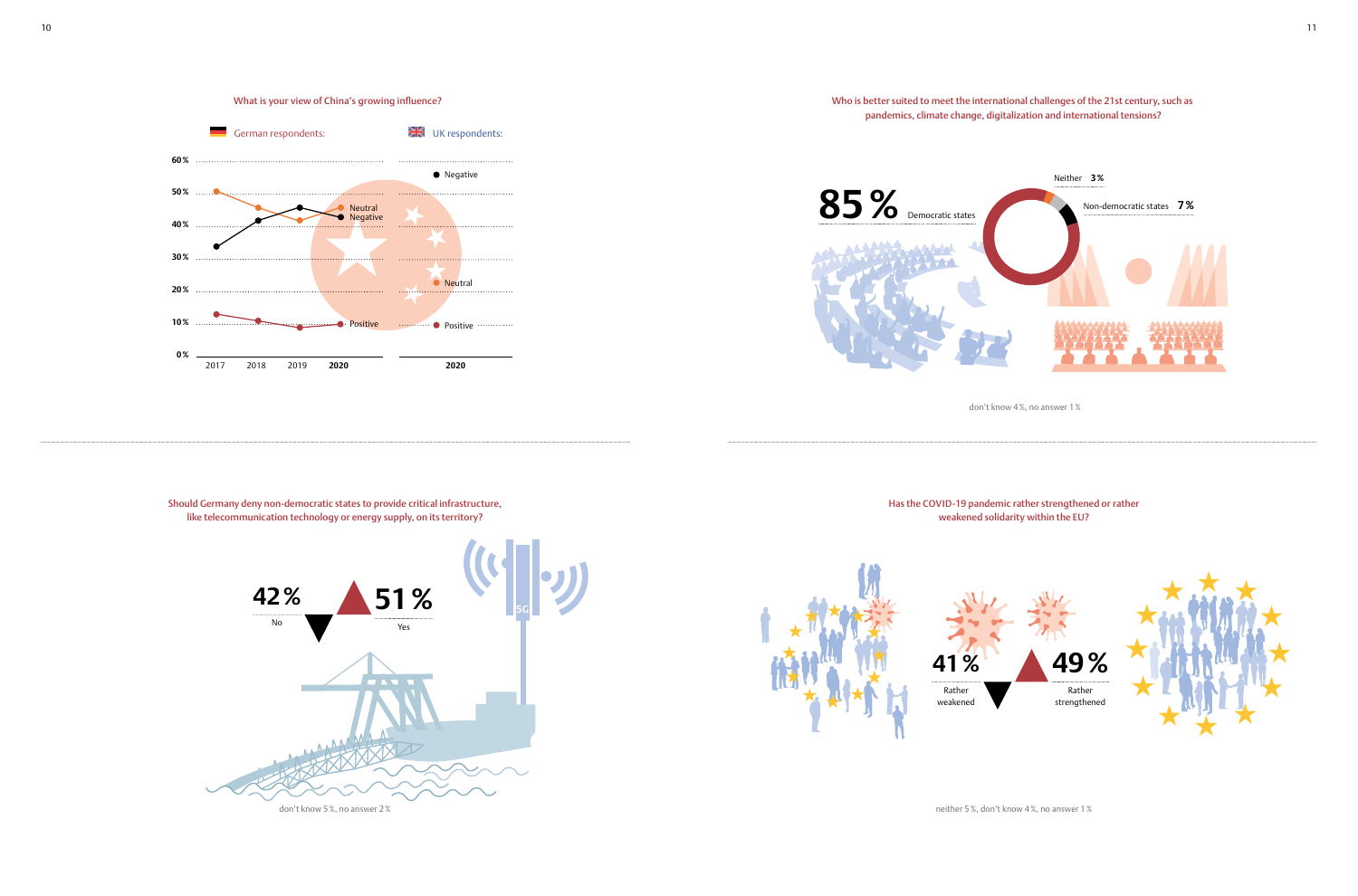### What is your view of China's growing influence?

German respondents: | UK respondents:

60 %
50 %
40 %
30 %
20 %
10 %
0 %

2017 | 2018 | 2019 | **2020** | **2020**

Neutral
Negative
Positive

Negative
Neutral
Positive

### Who is better suited to meet the international challenges of the 21st century, such as pandemics, climate change, digitalization and international tensions?

**85 %** Democratic states

Neither **3 %**

Non-democratic states **7 %**

don't know 4 %, no answer 1 %

### Should Germany deny non-democratic states to provide critical infrastructure, like telecommunication technology or energy supply, on its territory?

**42 %** No

**51 %** Yes

5G

don't know 5 %, no answer 2 %

### Has the COVID-19 pandemic rather strengthened or rather weakened solidarity within the EU?

**41 %** Rather weakened

**49 %** Rather strengthened

neither 5 %, don't know 4 %, no answer 1 %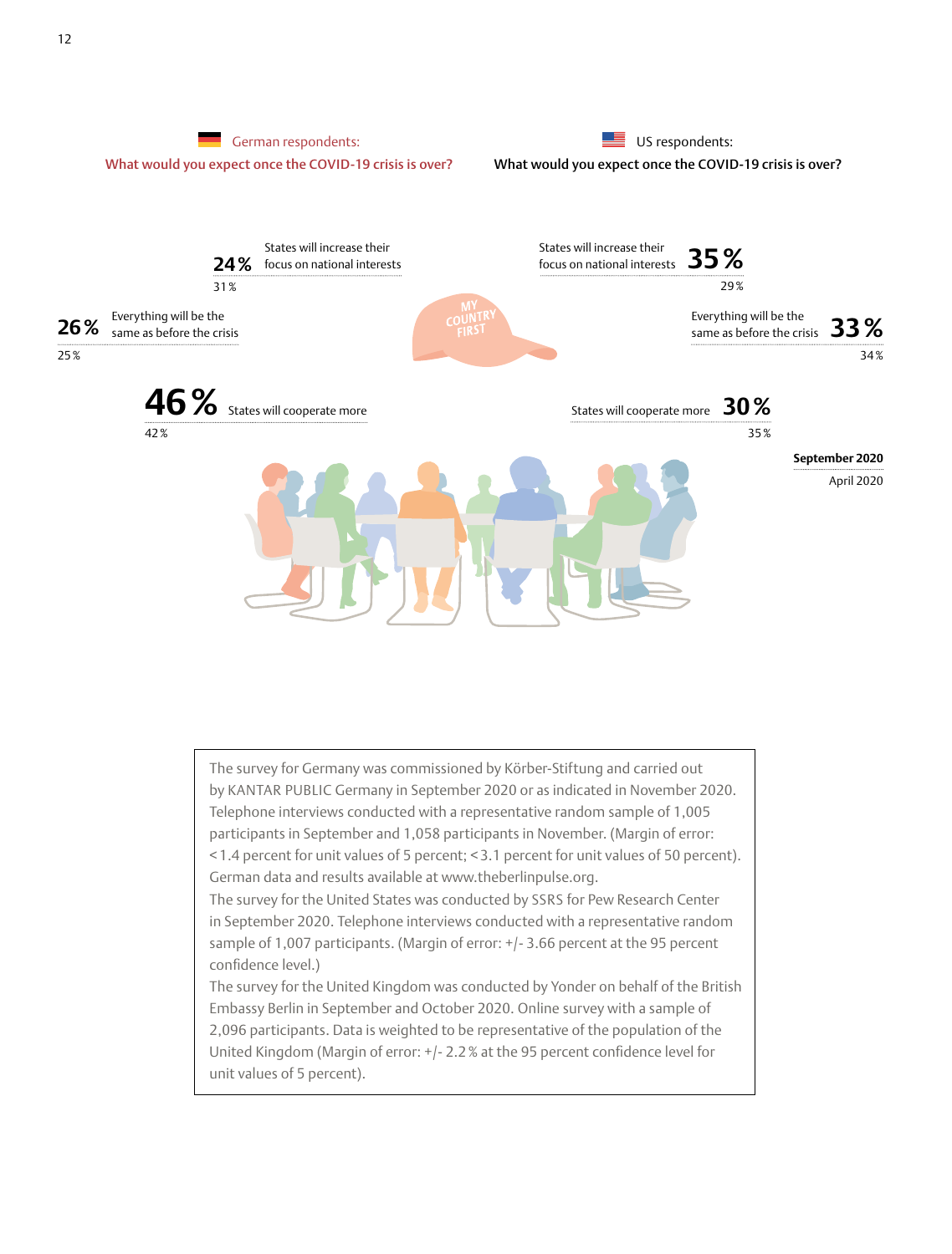German respondents:
**What would you expect once the COVID-19 crisis is over?**

24 % States will increase their focus on national interests
31 %

26 % Everything will be the same as before the crisis
25 %

46 % States will cooperate more
42 %

US respondents:
**What would you expect once the COVID-19 crisis is over?**

States will increase their focus on national interests 35 %
29 %

Everything will be the same as before the crisis 33 %
34 %

States will cooperate more 30 %
35 %

MY COUNTRY FIRST

**September 2020**
April 2020

The survey for Germany was commissioned by Körber-Stiftung and carried out by KANTAR PUBLIC Germany in September 2020 or as indicated in November 2020. Telephone interviews conducted with a representative random sample of 1,005 participants in September and 1,058 participants in November. (Margin of error: < 1.4 percent for unit values of 5 percent; < 3.1 percent for unit values of 50 percent). German data and results available at www.theberlinpulse.org.
The survey for the United States was conducted by SSRS for Pew Research Center in September 2020. Telephone interviews conducted with a representative random sample of 1,007 participants. (Margin of error: +/- 3.66 percent at the 95 percent confidence level.)
The survey for the United Kingdom was conducted by Yonder on behalf of the British Embassy Berlin in September and October 2020. Online survey with a sample of 2,096 participants. Data is weighted to be representative of the population of the United Kingdom (Margin of error: +/- 2.2 % at the 95 percent confidence level for unit values of 5 percent).